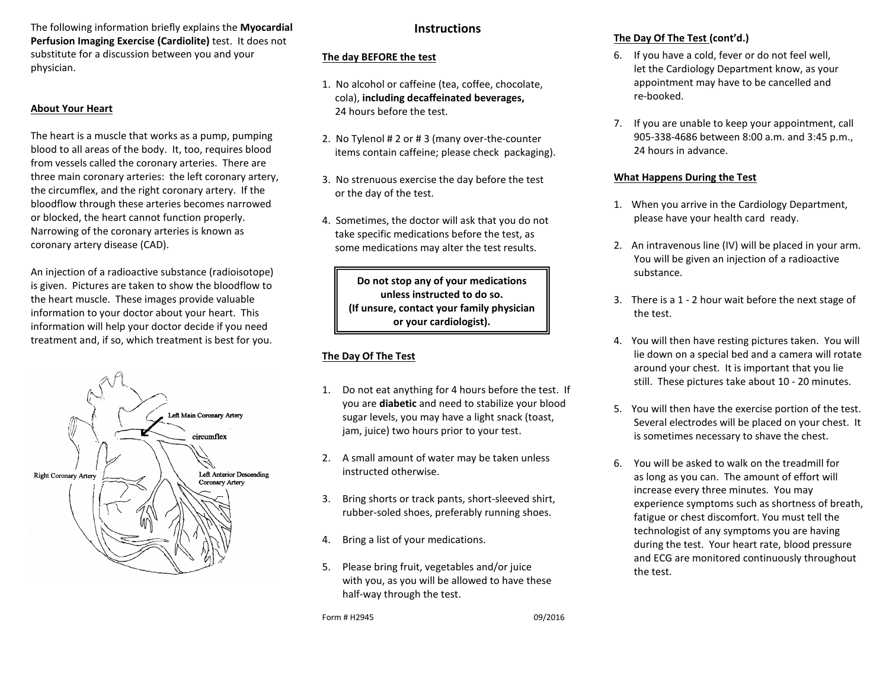The following information briefly explains the **Myocardial Perfusion Imaging Exercise (Cardiolite)** test. It does not substitute for a discussion between you and your physician.

## About Your Heart

The heart is a muscle that works as a pump, pumping blood to all areas of the body. It, too, requires blood from vessels called the coronary arteries. There are three main coronary arteries: the left coronary artery, the circumflex, and the right coronary artery. If the bloodflow through these arteries becomes narrowed or blocked, the heart cannot function properly. Narrowing of the coronary arteries is known as coronary artery disease (CAD).

An injection of a radioactive substance (radioisotope) is given. Pictures are taken to show the bloodflow to the heart muscle. These images provide valuable information to your doctor about your heart. This information will help your doctor decide if you need treatment and, if so, which treatment is best for you.

Left Main Coronary Artery

circumflex

Right Coronary Artery

Left Anterior Descending Coronary Artery

# Instructions

## The day BEFORE the test

1. No alcohol or caffeine (tea, coffee, chocolate, cola), **including decaffeinated beverages,** 24 hours before the test.
2. No Tylenol # 2 or # 3 (many over-the-counter items contain caffeine; please check packaging).
3. No strenuous exercise the day before the test or the day of the test.
4. Sometimes, the doctor will ask that you do not take specific medications before the test, as some medications may alter the test results.

**Do not stop any of your medications unless instructed to do so. (If unsure, contact your family physician or your cardiologist).**

## The Day Of The Test

1. Do not eat anything for 4 hours before the test. If you are **diabetic** and need to stabilize your blood sugar levels, you may have a light snack (toast, jam, juice) two hours prior to your test.
2. A small amount of water may be taken unless instructed otherwise.
3. Bring shorts or track pants, short-sleeved shirt, rubber-soled shoes, preferably running shoes.
4. Bring a list of your medications.
5. Please bring fruit, vegetables and/or juice with you, as you will be allowed to have these half-way through the test.

Form # H2945 09/2016

## The Day Of The Test (cont'd.)

6. If you have a cold, fever or do not feel well, let the Cardiology Department know, as your appointment may have to be cancelled and re-booked.
7. If you are unable to keep your appointment, call 905-338-4686 between 8:00 a.m. and 3:45 p.m., 24 hours in advance.

## What Happens During the Test

1. When you arrive in the Cardiology Department, please have your health card ready.
2. An intravenous line (IV) will be placed in your arm. You will be given an injection of a radioactive substance.
3. There is a 1 - 2 hour wait before the next stage of the test.
4. You will then have resting pictures taken. You will lie down on a special bed and a camera will rotate around your chest. It is important that you lie still. These pictures take about 10 - 20 minutes.
5. You will then have the exercise portion of the test. Several electrodes will be placed on your chest. It is sometimes necessary to shave the chest.
6. You will be asked to walk on the treadmill for as long as you can. The amount of effort will increase every three minutes. You may experience symptoms such as shortness of breath, fatigue or chest discomfort. You must tell the technologist of any symptoms you are having during the test. Your heart rate, blood pressure and ECG are monitored continuously throughout the test.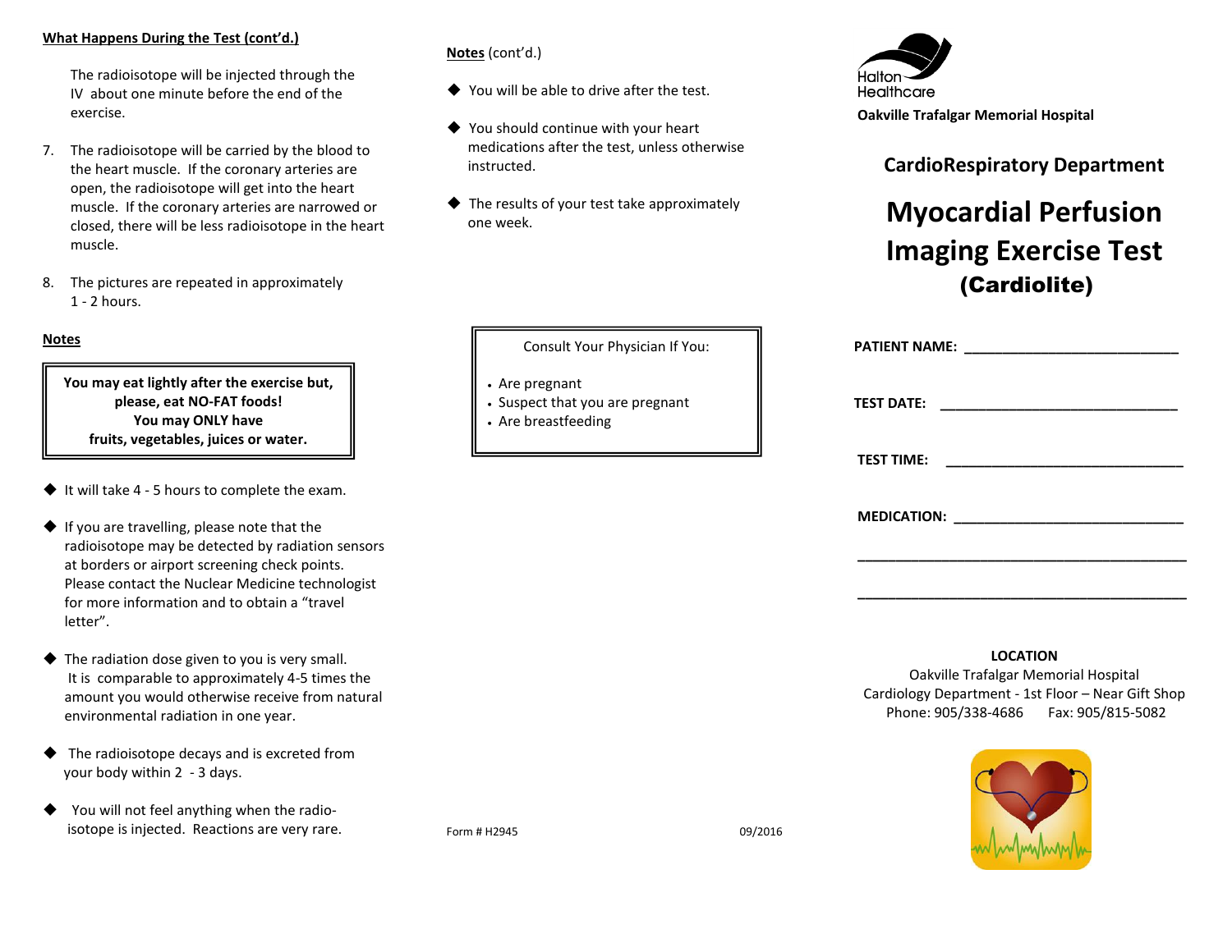**What Happens During the Test (cont'd.)**

The radioisotope will be injected through the IV about one minute before the end of the exercise.

7. The radioisotope will be carried by the blood to the heart muscle. If the coronary arteries are open, the radioisotope will get into the heart muscle. If the coronary arteries are narrowed or closed, there will be less radioisotope in the heart muscle.

8. The pictures are repeated in approximately 1 - 2 hours.

**Notes**

> **You may eat lightly after the exercise but, please, eat NO-FAT foods!**
> **You may ONLY have fruits, vegetables, juices or water.**

- It will take 4 - 5 hours to complete the exam.
- If you are travelling, please note that the radioisotope may be detected by radiation sensors at borders or airport screening check points. Please contact the Nuclear Medicine technologist for more information and to obtain a "travel letter".
- The radiation dose given to you is very small. It is comparable to approximately 4-5 times the amount you would otherwise receive from natural environmental radiation in one year.
- The radioisotope decays and is excreted from your body within 2 - 3 days.
- You will not feel anything when the radio-isotope is injected. Reactions are very rare.

**Notes** (cont'd.)

- You will be able to drive after the test.
- You should continue with your heart medications after the test, unless otherwise instructed.
- The results of your test take approximately one week.

> Consult Your Physician If You:
>
> - Are pregnant
> - Suspect that you are pregnant
> - Are breastfeeding

Form # H2945 09/2016

Halton Healthcare

**Oakville Trafalgar Memorial Hospital**

## CardioRespiratory Department

# Myocardial Perfusion Imaging Exercise Test (Cardiolite)

**PATIENT NAME:** ___________________________

**TEST DATE:** ______________________________

**TEST TIME:** ______________________________

**MEDICATION:** _____________________________

___________________________________________

___________________________________________

**LOCATION**

Oakville Trafalgar Memorial Hospital
Cardiology Department - 1st Floor – Near Gift Shop
Phone: 905/338-4686 Fax: 905/815-5082